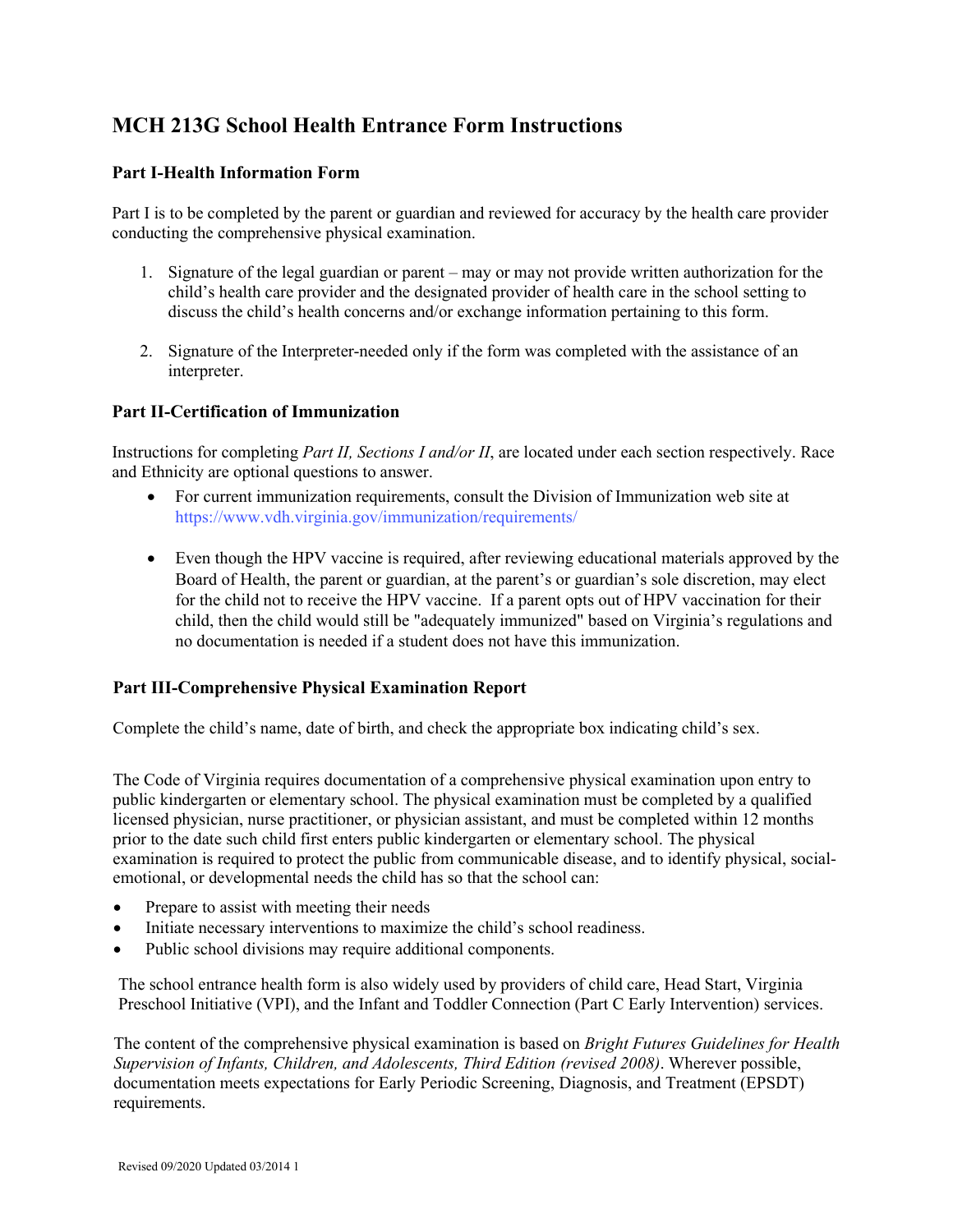# MCH 213G School Health Entrance Form Instructions

## Part I-Health Information Form

Part I is to be completed by the parent or guardian and reviewed for accuracy by the health care provider conducting the comprehensive physical examination.

1. Signature of the legal guardian or parent – may or may not provide written authorization for the child's health care provider and the designated provider of health care in the school setting to discuss the child's health concerns and/or exchange information pertaining to this form.

2. Signature of the Interpreter-needed only if the form was completed with the assistance of an interpreter.

## Part II-Certification of Immunization

Instructions for completing *Part II, Sections I and/or II*, are located under each section respectively. Race and Ethnicity are optional questions to answer.

- For current immunization requirements, consult the Division of Immunization web site at https://www.vdh.virginia.gov/immunization/requirements/

- Even though the HPV vaccine is required, after reviewing educational materials approved by the Board of Health, the parent or guardian, at the parent's or guardian's sole discretion, may elect for the child not to receive the HPV vaccine. If a parent opts out of HPV vaccination for their child, then the child would still be "adequately immunized" based on Virginia's regulations and no documentation is needed if a student does not have this immunization.

## Part III-Comprehensive Physical Examination Report

Complete the child's name, date of birth, and check the appropriate box indicating child's sex.

The Code of Virginia requires documentation of a comprehensive physical examination upon entry to public kindergarten or elementary school. The physical examination must be completed by a qualified licensed physician, nurse practitioner, or physician assistant, and must be completed within 12 months prior to the date such child first enters public kindergarten or elementary school. The physical examination is required to protect the public from communicable disease, and to identify physical, social-emotional, or developmental needs the child has so that the school can:

- Prepare to assist with meeting their needs
- Initiate necessary interventions to maximize the child's school readiness.
- Public school divisions may require additional components.

The school entrance health form is also widely used by providers of child care, Head Start, Virginia Preschool Initiative (VPI), and the Infant and Toddler Connection (Part C Early Intervention) services.

The content of the comprehensive physical examination is based on *Bright Futures Guidelines for Health Supervision of Infants, Children, and Adolescents, Third Edition (revised 2008)*. Wherever possible, documentation meets expectations for Early Periodic Screening, Diagnosis, and Treatment (EPSDT) requirements.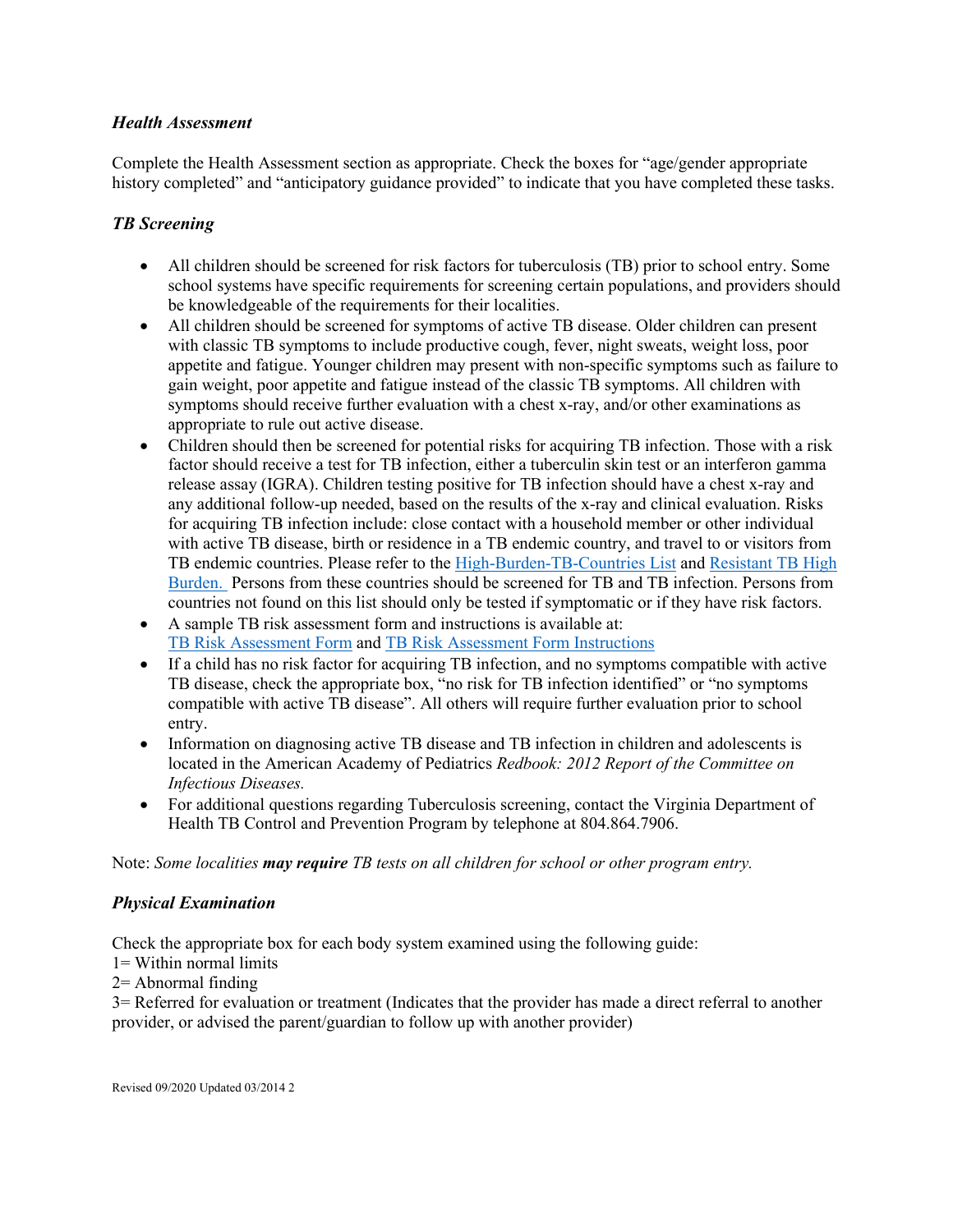### *Health Assessment*

Complete the Health Assessment section as appropriate. Check the boxes for "age/gender appropriate history completed" and "anticipatory guidance provided" to indicate that you have completed these tasks.

### *TB Screening*

- All children should be screened for risk factors for tuberculosis (TB) prior to school entry. Some school systems have specific requirements for screening certain populations, and providers should be knowledgeable of the requirements for their localities.
- All children should be screened for symptoms of active TB disease. Older children can present with classic TB symptoms to include productive cough, fever, night sweats, weight loss, poor appetite and fatigue. Younger children may present with non-specific symptoms such as failure to gain weight, poor appetite and fatigue instead of the classic TB symptoms. All children with symptoms should receive further evaluation with a chest x-ray, and/or other examinations as appropriate to rule out active disease.
- Children should then be screened for potential risks for acquiring TB infection. Those with a risk factor should receive a test for TB infection, either a tuberculin skin test or an interferon gamma release assay (IGRA). Children testing positive for TB infection should have a chest x-ray and any additional follow-up needed, based on the results of the x-ray and clinical evaluation. Risks for acquiring TB infection include: close contact with a household member or other individual with active TB disease, birth or residence in a TB endemic country, and travel to or visitors from TB endemic countries. Please refer to the High-Burden-TB-Countries List and Resistant TB High Burden. Persons from these countries should be screened for TB and TB infection. Persons from countries not found on this list should only be tested if symptomatic or if they have risk factors.
- A sample TB risk assessment form and instructions is available at: TB Risk Assessment Form and TB Risk Assessment Form Instructions
- If a child has no risk factor for acquiring TB infection, and no symptoms compatible with active TB disease, check the appropriate box, "no risk for TB infection identified" or "no symptoms compatible with active TB disease". All others will require further evaluation prior to school entry.
- Information on diagnosing active TB disease and TB infection in children and adolescents is located in the American Academy of Pediatrics *Redbook: 2012 Report of the Committee on Infectious Diseases.*
- For additional questions regarding Tuberculosis screening, contact the Virginia Department of Health TB Control and Prevention Program by telephone at 804.864.7906.

Note: *Some localities* ***may require*** *TB tests on all children for school or other program entry.*

### *Physical Examination*

Check the appropriate box for each body system examined using the following guide:
1= Within normal limits
2= Abnormal finding
3= Referred for evaluation or treatment (Indicates that the provider has made a direct referral to another provider, or advised the parent/guardian to follow up with another provider)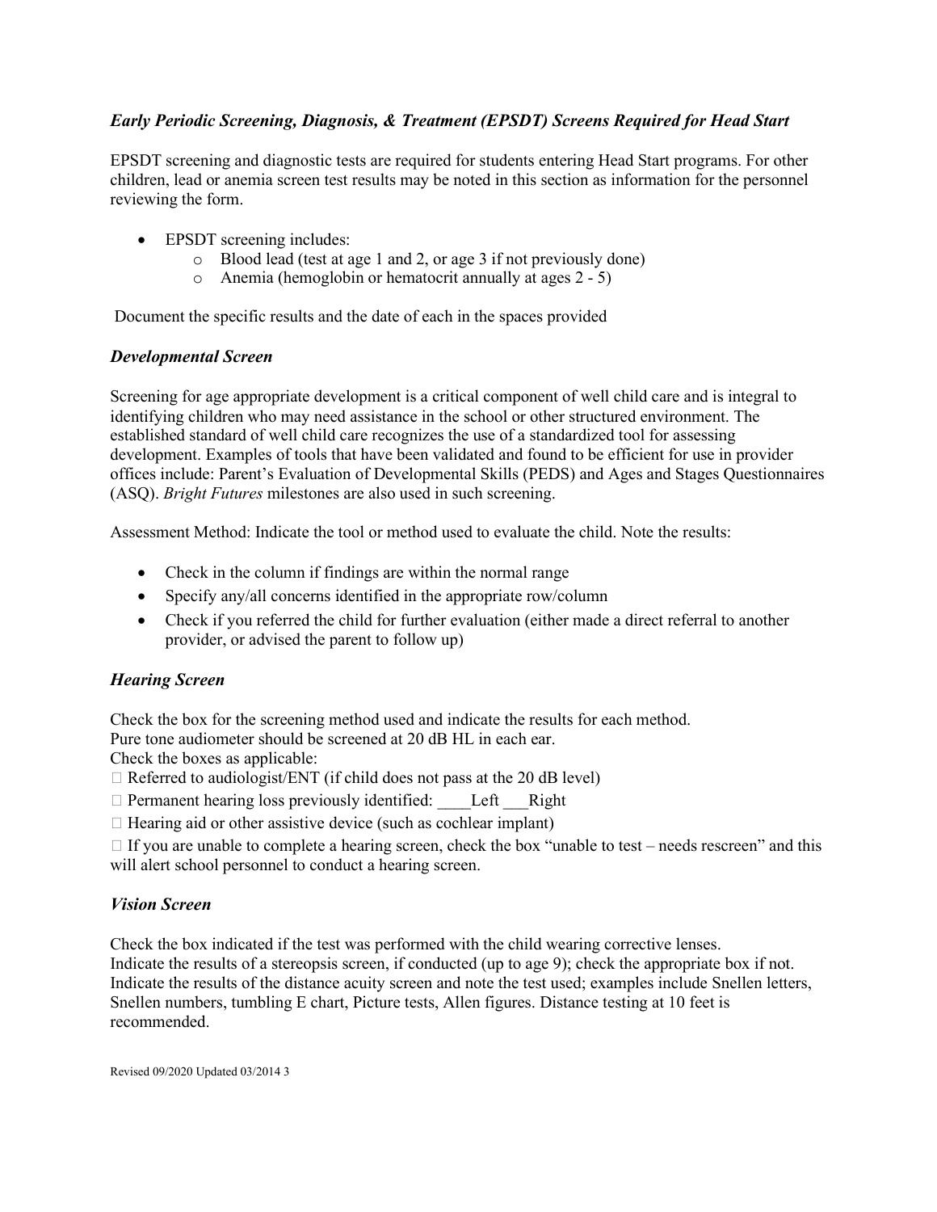### *Early Periodic Screening, Diagnosis, & Treatment (EPSDT) Screens Required for Head Start*

EPSDT screening and diagnostic tests are required for students entering Head Start programs. For other children, lead or anemia screen test results may be noted in this section as information for the personnel reviewing the form.

- EPSDT screening includes:
  - Blood lead (test at age 1 and 2, or age 3 if not previously done)
  - Anemia (hemoglobin or hematocrit annually at ages 2 - 5)

Document the specific results and the date of each in the spaces provided

### *Developmental Screen*

Screening for age appropriate development is a critical component of well child care and is integral to identifying children who may need assistance in the school or other structured environment. The established standard of well child care recognizes the use of a standardized tool for assessing development. Examples of tools that have been validated and found to be efficient for use in provider offices include: Parent's Evaluation of Developmental Skills (PEDS) and Ages and Stages Questionnaires (ASQ). *Bright Futures* milestones are also used in such screening.

Assessment Method: Indicate the tool or method used to evaluate the child. Note the results:

- Check in the column if findings are within the normal range
- Specify any/all concerns identified in the appropriate row/column
- Check if you referred the child for further evaluation (either made a direct referral to another provider, or advised the parent to follow up)

### *Hearing Screen*

Check the box for the screening method used and indicate the results for each method.
Pure tone audiometer should be screened at 20 dB HL in each ear.
Check the boxes as applicable:

☐ Referred to audiologist/ENT (if child does not pass at the 20 dB level)

☐ Permanent hearing loss previously identified: ____Left ___Right

☐ Hearing aid or other assistive device (such as cochlear implant)

☐ If you are unable to complete a hearing screen, check the box "unable to test – needs rescreen" and this will alert school personnel to conduct a hearing screen.

### *Vision Screen*

Check the box indicated if the test was performed with the child wearing corrective lenses.
Indicate the results of a stereopsis screen, if conducted (up to age 9); check the appropriate box if not.
Indicate the results of the distance acuity screen and note the test used; examples include Snellen letters, Snellen numbers, tumbling E chart, Picture tests, Allen figures. Distance testing at 10 feet is recommended.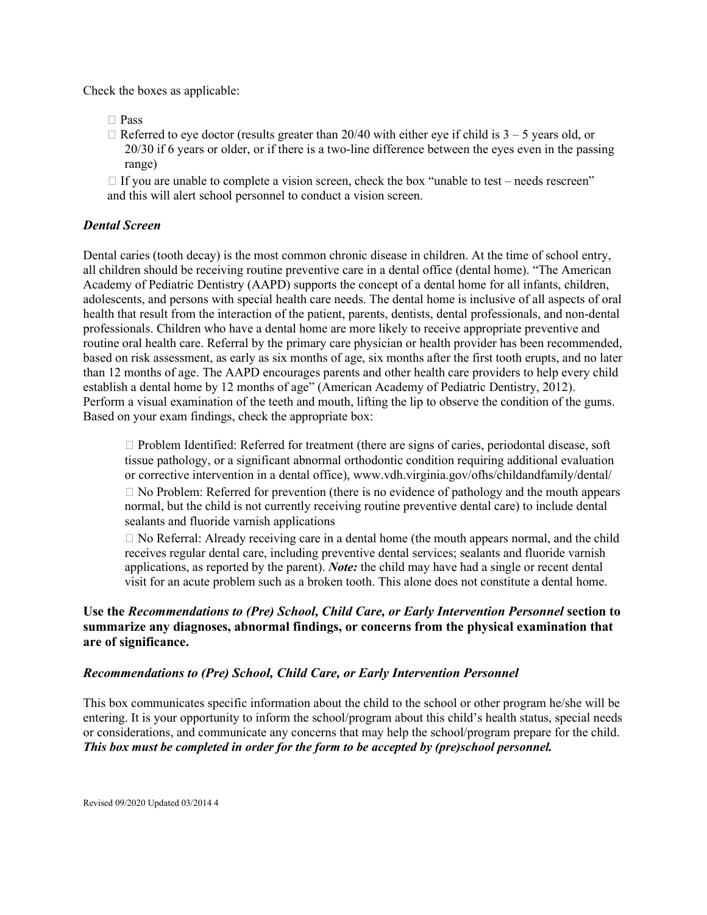Check the boxes as applicable:

- ☐ Pass
- ☐ Referred to eye doctor (results greater than 20/40 with either eye if child is 3 – 5 years old, or 20/30 if 6 years or older, or if there is a two-line difference between the eyes even in the passing range)

☐ If you are unable to complete a vision screen, check the box "unable to test – needs rescreen" and this will alert school personnel to conduct a vision screen.

### *Dental Screen*

Dental caries (tooth decay) is the most common chronic disease in children. At the time of school entry, all children should be receiving routine preventive care in a dental office (dental home). "The American Academy of Pediatric Dentistry (AAPD) supports the concept of a dental home for all infants, children, adolescents, and persons with special health care needs. The dental home is inclusive of all aspects of oral health that result from the interaction of the patient, parents, dentists, dental professionals, and non-dental professionals. Children who have a dental home are more likely to receive appropriate preventive and routine oral health care. Referral by the primary care physician or health provider has been recommended, based on risk assessment, as early as six months of age, six months after the first tooth erupts, and no later than 12 months of age. The AAPD encourages parents and other health care providers to help every child establish a dental home by 12 months of age" (American Academy of Pediatric Dentistry, 2012). Perform a visual examination of the teeth and mouth, lifting the lip to observe the condition of the gums. Based on your exam findings, check the appropriate box:

☐ Problem Identified: Referred for treatment (there are signs of caries, periodontal disease, soft tissue pathology, or a significant abnormal orthodontic condition requiring additional evaluation or corrective intervention in a dental office), www.vdh.virginia.gov/ofhs/childandfamily/dental/

☐ No Problem: Referred for prevention (there is no evidence of pathology and the mouth appears normal, but the child is not currently receiving routine preventive dental care) to include dental sealants and fluoride varnish applications

☐ No Referral: Already receiving care in a dental home (the mouth appears normal, and the child receives regular dental care, including preventive dental services; sealants and fluoride varnish applications, as reported by the parent). ***Note:*** the child may have had a single or recent dental visit for an acute problem such as a broken tooth. This alone does not constitute a dental home.

**Use the *Recommendations to (Pre) School, Child Care, or Early Intervention Personnel* section to summarize any diagnoses, abnormal findings, or concerns from the physical examination that are of significance.**

### *Recommendations to (Pre) School, Child Care, or Early Intervention Personnel*

This box communicates specific information about the child to the school or other program he/she will be entering. It is your opportunity to inform the school/program about this child's health status, special needs or considerations, and communicate any concerns that may help the school/program prepare for the child. ***This box must be completed in order for the form to be accepted by (pre)school personnel.***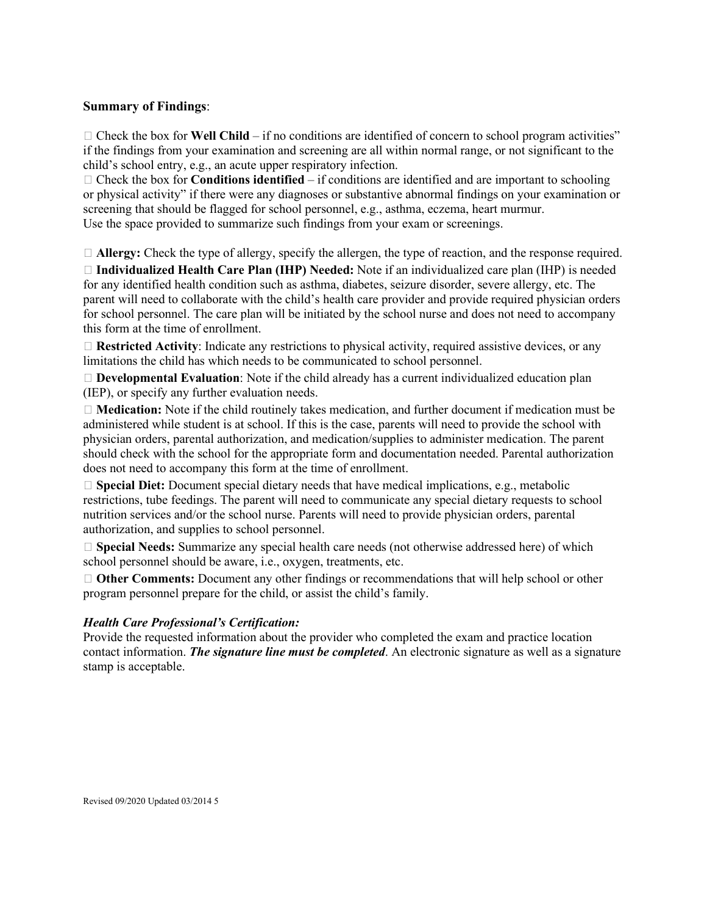**Summary of Findings**:

☐ Check the box for **Well Child** – if no conditions are identified of concern to school program activities" if the findings from your examination and screening are all within normal range, or not significant to the child's school entry, e.g., an acute upper respiratory infection.
☐ Check the box for **Conditions identified** – if conditions are identified and are important to schooling or physical activity" if there were any diagnoses or substantive abnormal findings on your examination or screening that should be flagged for school personnel, e.g., asthma, eczema, heart murmur.
Use the space provided to summarize such findings from your exam or screenings.

☐ **Allergy:** Check the type of allergy, specify the allergen, the type of reaction, and the response required.

☐ **Individualized Health Care Plan (IHP) Needed:** Note if an individualized care plan (IHP) is needed for any identified health condition such as asthma, diabetes, seizure disorder, severe allergy, etc. The parent will need to collaborate with the child's health care provider and provide required physician orders for school personnel. The care plan will be initiated by the school nurse and does not need to accompany this form at the time of enrollment.

☐ **Restricted Activity**: Indicate any restrictions to physical activity, required assistive devices, or any limitations the child has which needs to be communicated to school personnel.

☐ **Developmental Evaluation**: Note if the child already has a current individualized education plan (IEP), or specify any further evaluation needs.

☐ **Medication:** Note if the child routinely takes medication, and further document if medication must be administered while student is at school. If this is the case, parents will need to provide the school with physician orders, parental authorization, and medication/supplies to administer medication. The parent should check with the school for the appropriate form and documentation needed. Parental authorization does not need to accompany this form at the time of enrollment.

☐ **Special Diet:** Document special dietary needs that have medical implications, e.g., metabolic restrictions, tube feedings. The parent will need to communicate any special dietary requests to school nutrition services and/or the school nurse. Parents will need to provide physician orders, parental authorization, and supplies to school personnel.

☐ **Special Needs:** Summarize any special health care needs (not otherwise addressed here) of which school personnel should be aware, i.e., oxygen, treatments, etc.

☐ **Other Comments:** Document any other findings or recommendations that will help school or other program personnel prepare for the child, or assist the child's family.

***Health Care Professional's Certification:***
Provide the requested information about the provider who completed the exam and practice location contact information. ***The signature line must be completed***. An electronic signature as well as a signature stamp is acceptable.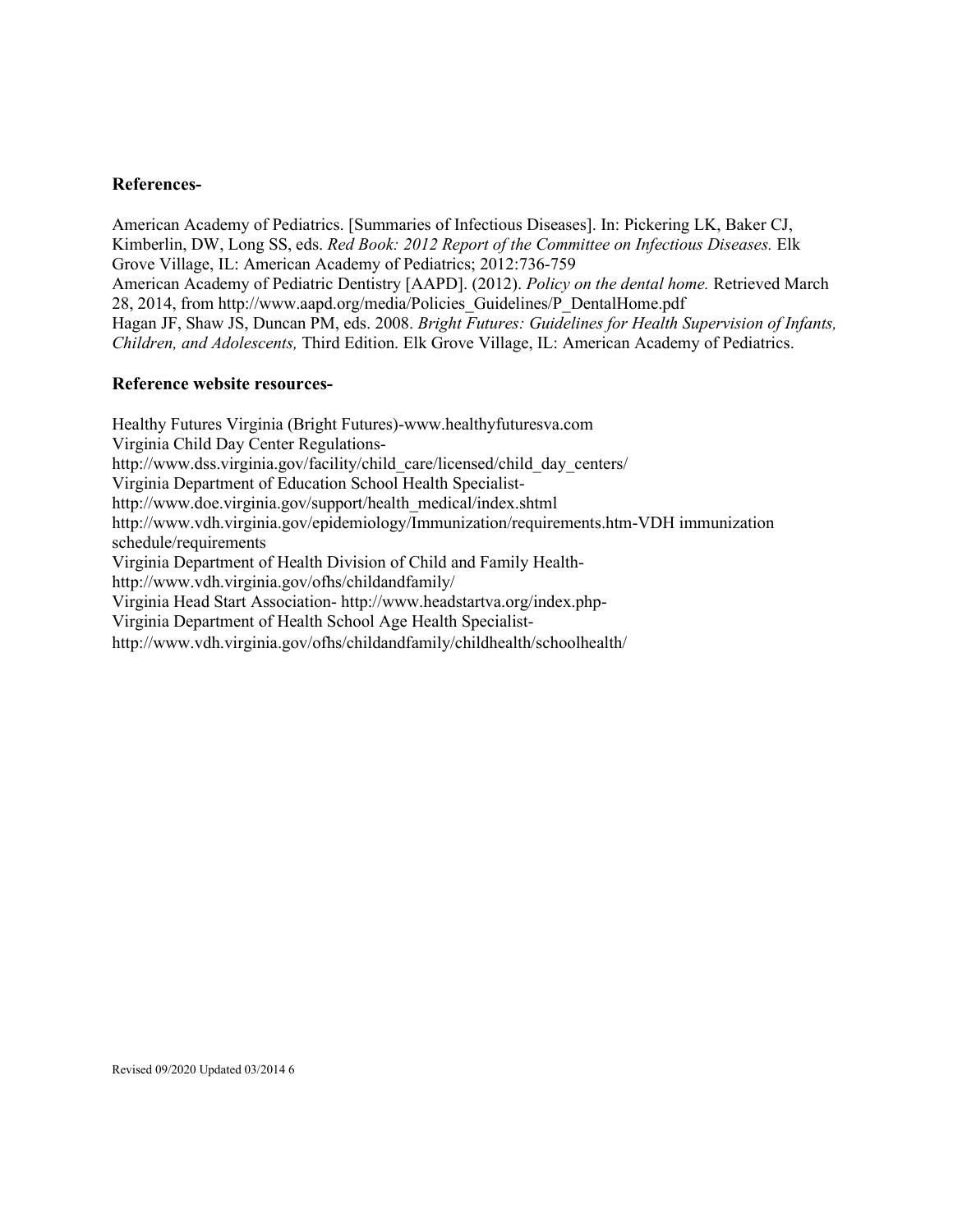## References-

American Academy of Pediatrics. [Summaries of Infectious Diseases]. In: Pickering LK, Baker CJ, Kimberlin, DW, Long SS, eds. *Red Book: 2012 Report of the Committee on Infectious Diseases.* Elk Grove Village, IL: American Academy of Pediatrics; 2012:736-759

American Academy of Pediatric Dentistry [AAPD]. (2012). *Policy on the dental home.* Retrieved March 28, 2014, from http://www.aapd.org/media/Policies_Guidelines/P_DentalHome.pdf

Hagan JF, Shaw JS, Duncan PM, eds. 2008. *Bright Futures: Guidelines for Health Supervision of Infants, Children, and Adolescents,* Third Edition. Elk Grove Village, IL: American Academy of Pediatrics.

## Reference website resources-

Healthy Futures Virginia (Bright Futures)-www.healthyfuturesva.com

Virginia Child Day Center Regulations-
http://www.dss.virginia.gov/facility/child_care/licensed/child_day_centers/

Virginia Department of Education School Health Specialist-
http://www.doe.virginia.gov/support/health_medical/index.shtml

http://www.vdh.virginia.gov/epidemiology/Immunization/requirements.htm-VDH immunization schedule/requirements

Virginia Department of Health Division of Child and Family Health-
http://www.vdh.virginia.gov/ofhs/childandfamily/

Virginia Head Start Association- http://www.headstartva.org/index.php-

Virginia Department of Health School Age Health Specialist-
http://www.vdh.virginia.gov/ofhs/childandfamily/childhealth/schoolhealth/

Revised 09/2020 Updated 03/2014